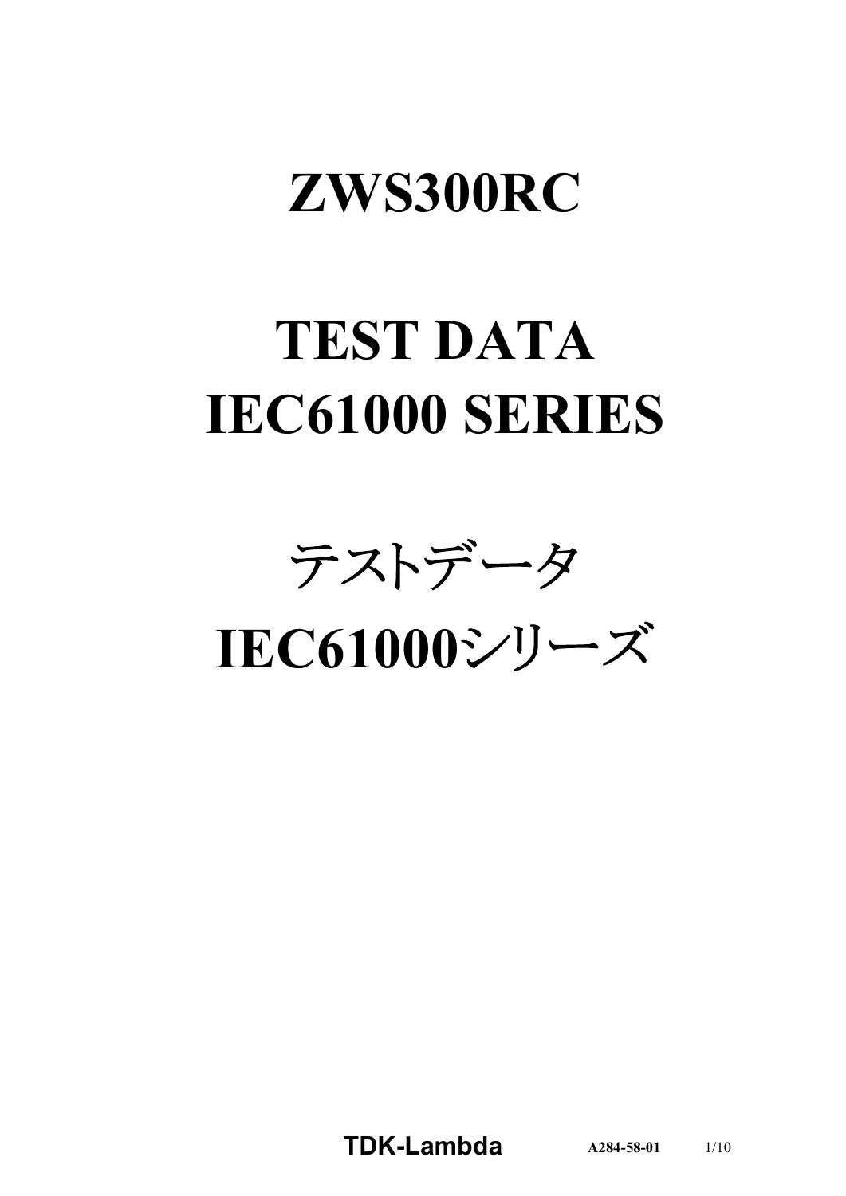# ZWS300RC

# TEST DATA
# IEC61000 SERIES

# テストデータ
# IEC61000シリーズ

**TDK-Lambda** **A284-58-01**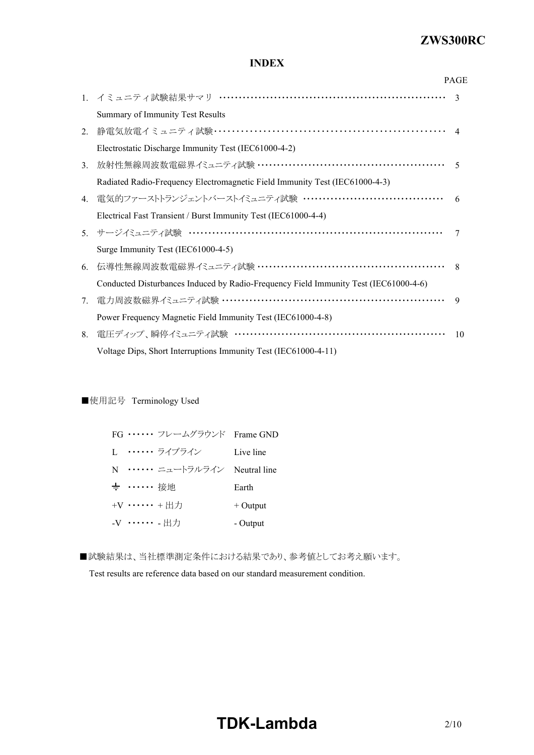# INDEX

| | | PAGE |
|---|---|---|
| 1. | イミュニティ試験結果サマリ<br>Summary of Immunity Test Results | 3 |
| 2. | 静電気放電イミュニティ試験<br>Electrostatic Discharge Immunity Test (IEC61000-4-2) | 4 |
| 3. | 放射性無線周波数電磁界イミュニティ試験<br>Radiated Radio-Frequency Electromagnetic Field Immunity Test (IEC61000-4-3) | 5 |
| 4. | 電気的ファーストトランジェントバーストイミュニティ試験<br>Electrical Fast Transient / Burst Immunity Test (IEC61000-4-4) | 6 |
| 5. | サージイミュニティ試験<br>Surge Immunity Test (IEC61000-4-5) | 7 |
| 6. | 伝導性無線周波数電磁界イミュニティ試験<br>Conducted Disturbances Induced by Radio-Frequency Field Immunity Test (IEC61000-4-6) | 8 |
| 7. | 電力周波数磁界イミュニティ試験<br>Power Frequency Magnetic Field Immunity Test (IEC61000-4-8) | 9 |
| 8. | 電圧ディップ、瞬停イミュニティ試験<br>Voltage Dips, Short Interruptions Immunity Test (IEC61000-4-11) | 10 |

■使用記号 Terminology Used

| | | | |
|---|---|---|---|
| FG | ・・・・・・ | フレームグラウンド | Frame GND |
| L | ・・・・・・ | ライブライン | Live line |
| N | ・・・・・・ | ニュートラルライン | Neutral line |
| ⏚ | ・・・・・・ | 接地 | Earth |
| +V | ・・・・・・ | ＋出力 | + Output |
| -V | ・・・・・・ | - 出力 | - Output |

■試験結果は、当社標準測定条件における結果であり、参考値としてお考え願います。

Test results are reference data based on our standard measurement condition.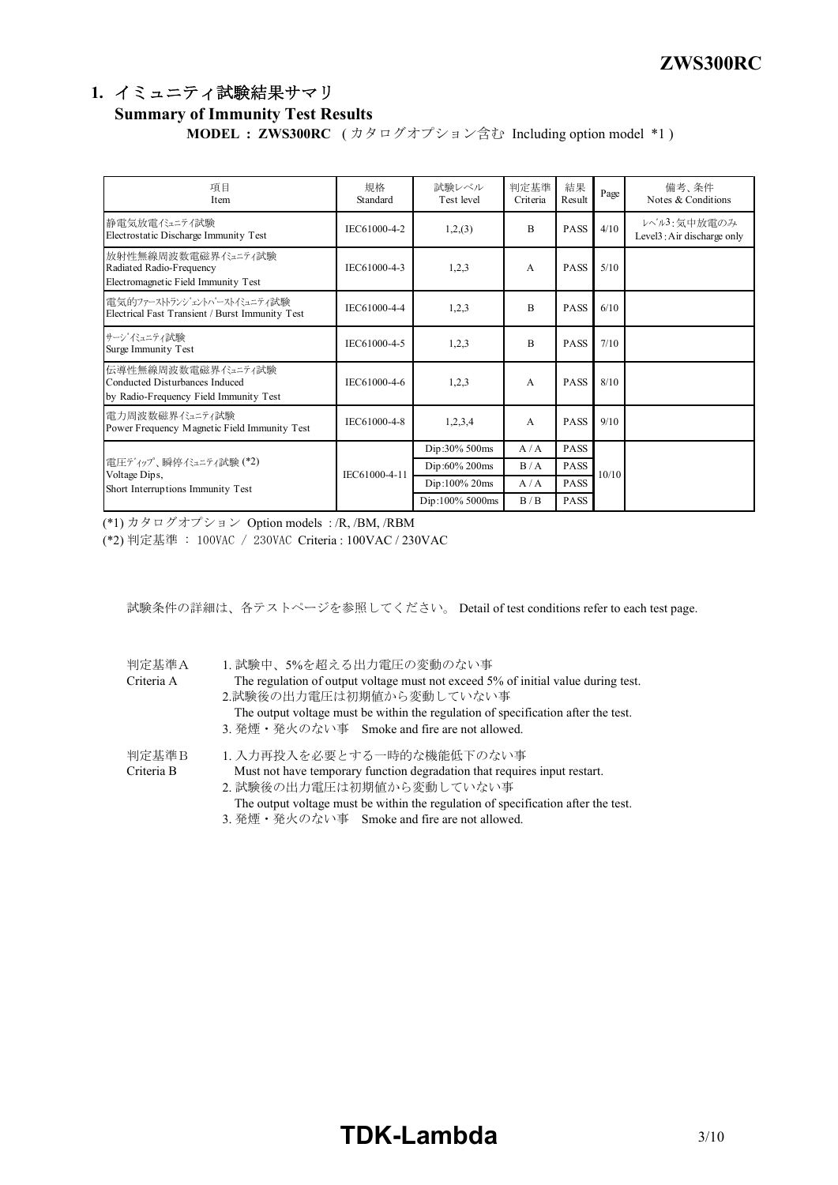## 1. イミュニティ試験結果サマリ
## Summary of Immunity Test Results

**MODEL : ZWS300RC** ( カタログオプション含む Including option model \*1 )

| 項目<br>Item | 規格<br>Standard | 試験レベル<br>Test level | 判定基準<br>Criteria | 結果<br>Result | Page | 備考、条件<br>Notes & Conditions |
|---|---|---|---|---|---|---|
| 静電気放電イミュニティ試験<br>Electrostatic Discharge Immunity Test | IEC61000-4-2 | 1,2,(3) | B | PASS | 4/10 | レベル3：気中放電のみ<br>Level3 : Air discharge only |
| 放射性無線周波数電磁界イミュニティ試験<br>Radiated Radio-Frequency<br>Electromagnetic Field Immunity Test | IEC61000-4-3 | 1,2,3 | A | PASS | 5/10 | |
| 電気的ファーストトランジェントバーストイミュニティ試験<br>Electrical Fast Transient / Burst Immunity Test | IEC61000-4-4 | 1,2,3 | B | PASS | 6/10 | |
| サージイミュニティ試験<br>Surge Immunity Test | IEC61000-4-5 | 1,2,3 | B | PASS | 7/10 | |
| 伝導性無線周波数電磁界イミュニティ試験<br>Conducted Disturbances Induced<br>by Radio-Frequency Field Immunity Test | IEC61000-4-6 | 1,2,3 | A | PASS | 8/10 | |
| 電力周波数磁界イミュニティ試験<br>Power Frequency Magnetic Field Immunity Test | IEC61000-4-8 | 1,2,3,4 | A | PASS | 9/10 | |
| 電圧ディップ、瞬停イミュニティ試験 (\*2)<br>Voltage Dips,<br>Short Interruptions Immunity Test | IEC61000-4-11 | Dip:30% 500ms | A / A | PASS | 10/10 | |
| | | Dip:60% 200ms | B / A | PASS | | |
| | | Dip:100% 20ms | A / A | PASS | | |
| | | Dip:100% 5000ms | B / B | PASS | | |

(\*1) カタログオプション Option models : /R, /BM, /RBM

(\*2) 判定基準 : 100VAC / 230VAC Criteria : 100VAC / 230VAC

試験条件の詳細は、各テストページを参照してください。 Detail of test conditions refer to each test page.

判定基準A
Criteria A

1. 試験中、5%を超える出力電圧の変動のない事
   The regulation of output voltage must not exceed 5% of initial value during test.
2. 試験後の出力電圧は初期値から変動していない事
   The output voltage must be within the regulation of specification after the test.
3. 発煙・発火のない事 Smoke and fire are not allowed.

判定基準B
Criteria B

1. 入力再投入を必要とする一時的な機能低下のない事
   Must not have temporary function degradation that requires input restart.
2. 試験後の出力電圧は初期値から変動していない事
   The output voltage must be within the regulation of specification after the test.
3. 発煙・発火のない事 Smoke and fire are not allowed.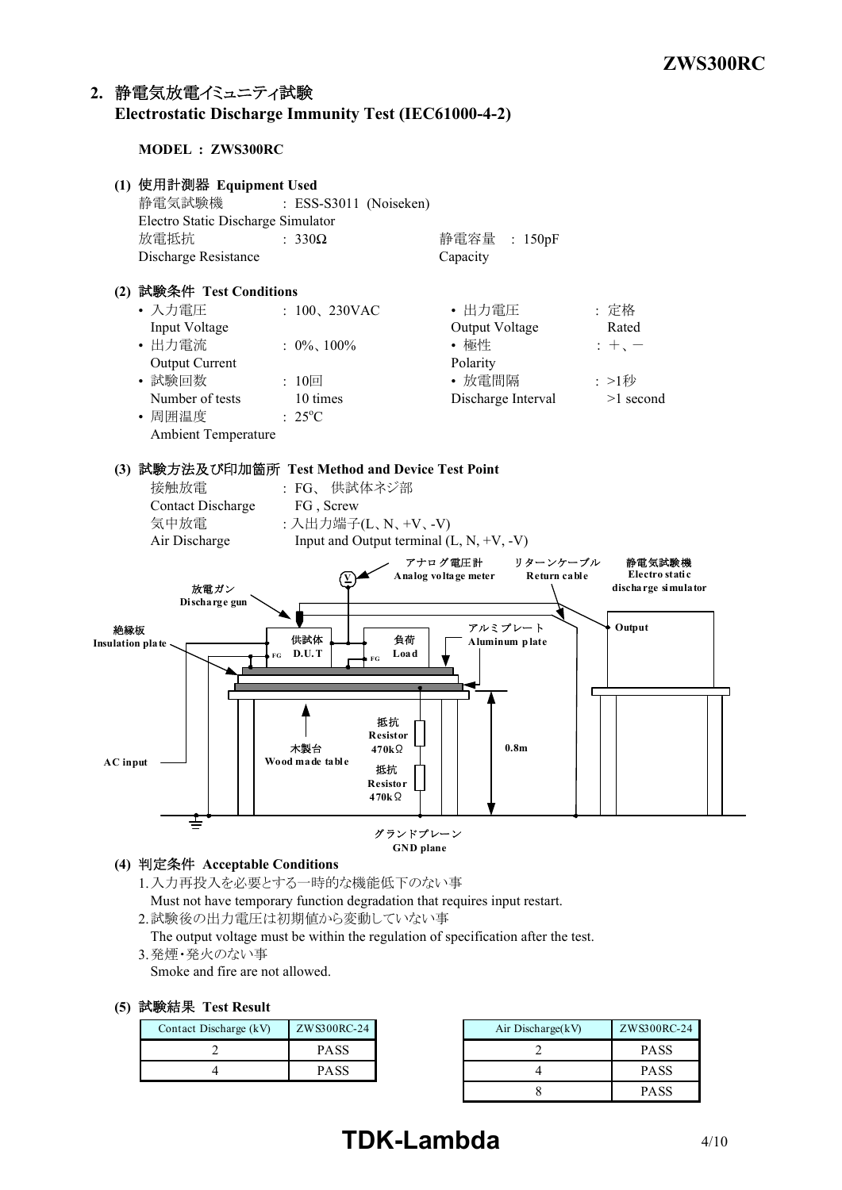## 2. 静電気放電イミュニティ試験 Electrostatic Discharge Immunity Test (IEC61000-4-2)

**MODEL : ZWS300RC**

**(1) 使用計測器 Equipment Used**

静電気試験機 Electro Static Discharge Simulator : ESS-S3011 (Noiseken)

放電抵抗 Discharge Resistance : 330Ω　　静電容量 Capacity : 150pF

**(2) 試験条件 Test Conditions**

- 入力電圧 Input Voltage : 100、230VAC
- 出力電圧 Output Voltage : 定格 Rated
- 出力電流 Output Current : 0%、100%
- 極性 Polarity : +、−
- 試験回数 Number of tests : 10回 10 times
- 放電間隔 Discharge Interval : >1秒 >1 second
- 周囲温度 Ambient Temperature : 25°C

**(3) 試験方法及び印加箇所 Test Method and Device Test Point**

接触放電 Contact Discharge : FG、供試体ネジ部 FG , Screw

気中放電 Air Discharge : 入出力端子(L、N、+V、-V) Input and Output terminal (L, N, +V, -V)

アナログ電圧計 Analog voltage meter　リターンケーブル Return cable　静電気試験機 Electro static discharge simulator　Output　放電ガン Discharge gun　絶縁板 Insulation plate　供試体 D.U.T　負荷 Load　FG　アルミプレート Aluminum plate　抵抗 Resistor 470kΩ　木製台 Wood made table　抵抗 Resistor 470kΩ　0.8m　AC input　グランドプレーン GND plane

**(4) 判定条件 Acceptable Conditions**

1. 入力再投入を必要とする一時的な機能低下のない事
   Must not have temporary function degradation that requires input restart.
2. 試験後の出力電圧は初期値から変動していない事
   The output voltage must be within the regulation of specification after the test.
3. 発煙・発火のない事
   Smoke and fire are not allowed.

**(5) 試験結果 Test Result**

| Contact Discharge (kV) | ZWS300RC-24 |
|---|---|
| 2 | PASS |
| 4 | PASS |

| Air Discharge(kV) | ZWS300RC-24 |
|---|---|
| 2 | PASS |
| 4 | PASS |
| 8 | PASS |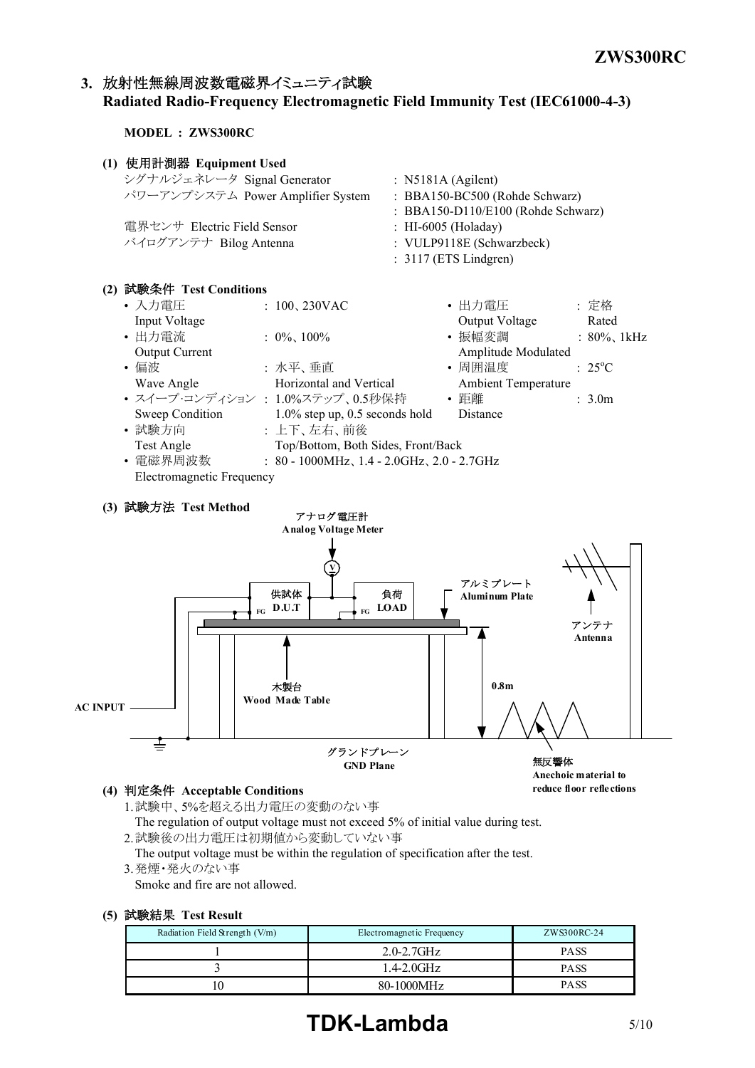## 3. 放射性無線周波数電磁界イミュニティ試験 Radiated Radio-Frequency Electromagnetic Field Immunity Test (IEC61000-4-3)

**MODEL : ZWS300RC**

### (1) 使用計測器 Equipment Used

| | |
|---|---|
| シグナルジェネレータ Signal Generator | : N5181A (Agilent) |
| パワーアンプシステム Power Amplifier System | : BBA150-BC500 (Rohde Schwarz) |
| | : BBA150-D110/E100 (Rohde Schwarz) |
| 電界センサ Electric Field Sensor | : HI-6005 (Holaday) |
| バイログアンテナ Bilog Antenna | : VULP9118E (Schwarzbeck) |
| | : 3117 (ETS Lindgren) |

### (2) 試験条件 Test Conditions

- 入力電圧 Input Voltage : 100、230VAC
- 出力電圧 Output Voltage : 定格 Rated
- 出力電流 Output Current : 0%、100%
- 振幅変調 Amplitude Modulated : 80%、1kHz
- 偏波 Wave Angle : 水平、垂直 Horizontal and Vertical
- 周囲温度 Ambient Temperature : 25°C
- スイープ·コンディション Sweep Condition : 1.0%ステップ、0.5秒保持 1.0% step up, 0.5 seconds hold
- 距離 Distance : 3.0m
- 試験方向 Test Angle : 上下、左右、前後 Top/Bottom, Both Sides, Front/Back
- 電磁界周波数 Electromagnetic Frequency : 80 - 1000MHz、1.4 - 2.0GHz、2.0 - 2.7GHz

### (3) 試験方法 Test Method

アナログ電圧計 Analog Voltage Meter
供試体 D.U.T
負荷 LOAD
FG
アルミプレート Aluminum Plate
アンテナ Antenna
木製台 Wood Made Table
0.8m
AC INPUT
グランドプレーン GND Plane
無反響体 Anechoic material to reduce floor reflections

### (4) 判定条件 Acceptable Conditions

1. 試験中、5%を超える出力電圧の変動のない事
   The regulation of output voltage must not exceed 5% of initial value during test.
2. 試験後の出力電圧は初期値から変動していない事
   The output voltage must be within the regulation of specification after the test.
3. 発煙・発火のない事
   Smoke and fire are not allowed.

### (5) 試験結果 Test Result

| Radiation Field Strength (V/m) | Electromagnetic Frequency | ZWS300RC-24 |
|---|---|---|
| 1 | 2.0-2.7GHz | PASS |
| 3 | 1.4-2.0GHz | PASS |
| 10 | 80-1000MHz | PASS |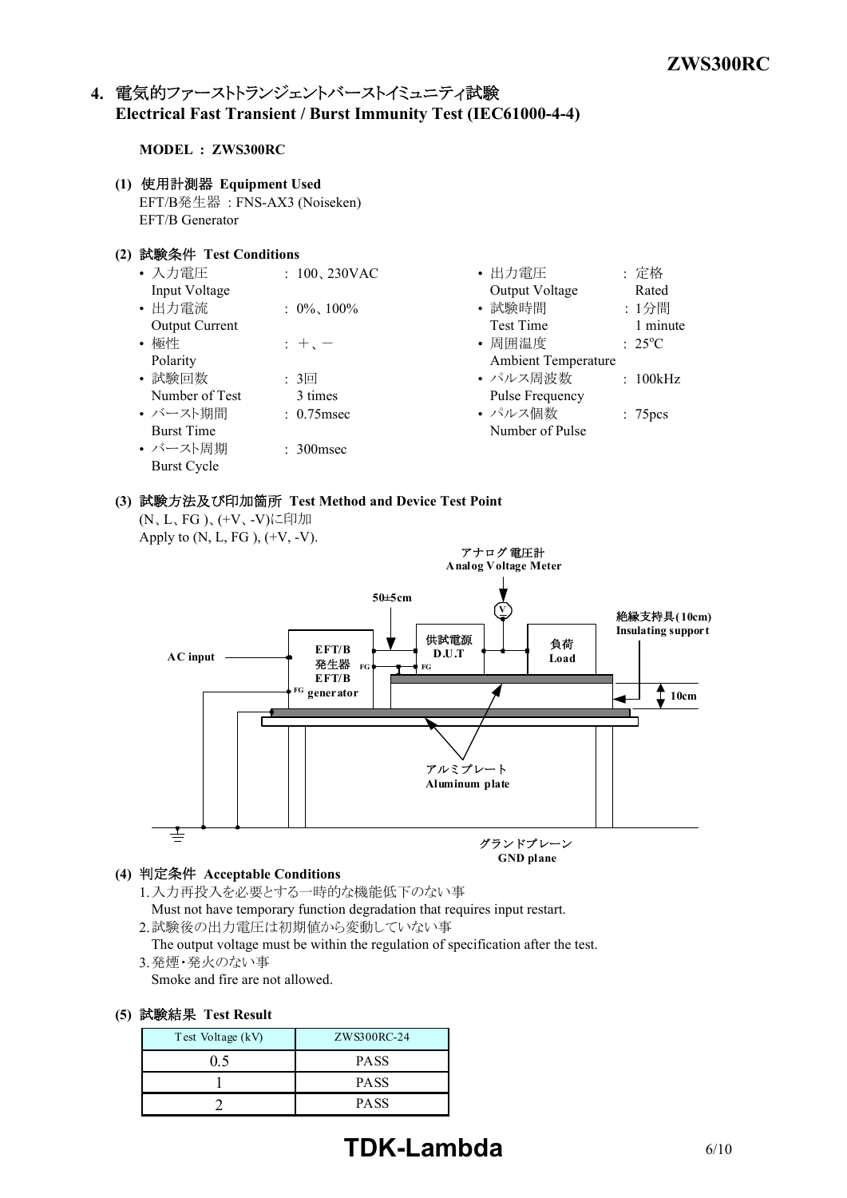## 4. 電気的ファーストトランジェントバーストイミュニティ試験 Electrical Fast Transient / Burst Immunity Test (IEC61000-4-4)

**MODEL : ZWS300RC**

**(1) 使用計測器 Equipment Used**

EFT/B発生器 : FNS-AX3 (Noiseken)
EFT/B Generator

**(2) 試験条件 Test Conditions**

- 入力電圧 Input Voltage : 100、230VAC
- 出力電流 Output Current : 0%、100%
- 極性 Polarity : ＋、－
- 試験回数 Number of Test : 3回 3 times
- バースト期間 Burst Time : 0.75msec
- バースト周期 Burst Cycle : 300msec
- 出力電圧 Output Voltage : 定格 Rated
- 試験時間 Test Time : 1分間 1 minute
- 周囲温度 Ambient Temperature : 25°C
- パルス周波数 Pulse Frequency : 100kHz
- パルス個数 Number of Pulse : 75pcs

**(3) 試験方法及び印加箇所 Test Method and Device Test Point**

(N、L、FG )、(+V、-V)に印加
Apply to (N, L, FG ), (+V, -V).

アナログ電圧計 Analog Voltage Meter
50±5cm
絶縁支持具(10cm) Insulating support
AC input
EFT/B発生器 EFT/B generator
供試電源 D.U.T
負荷 Load
10cm
アルミプレート Aluminum plate
グランドプレーン GND plane

**(4) 判定条件 Acceptable Conditions**

1. 入力再投入を必要とする一時的な機能低下のない事
   Must not have temporary function degradation that requires input restart.
2. 試験後の出力電圧は初期値から変動していない事
   The output voltage must be within the regulation of specification after the test.
3. 発煙・発火のない事
   Smoke and fire are not allowed.

**(5) 試験結果 Test Result**

| Test Voltage (kV) | ZWS300RC-24 |
|---|---|
| 0.5 | PASS |
| 1 | PASS |
| 2 | PASS |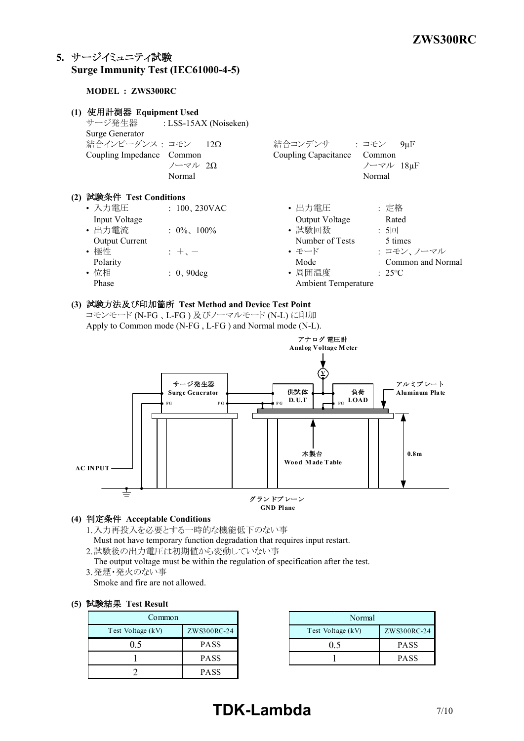## 5. サージイミュニティ試験
## Surge Immunity Test (IEC61000-4-5)

**MODEL : ZWS300RC**

**(1) 使用計測器 Equipment Used**

サージ発生器 Surge Generator : LSS-15AX (Noiseken)

結合インピーダンス : コモン Common 12Ω, ノーマル Normal 2Ω
Coupling Impedance

結合コンデンサ : コモン Common 9μF, ノーマル Normal 18μF
Coupling Capacitance

**(2) 試験条件 Test Conditions**

- 入力電圧 Input Voltage : 100、230VAC
- 出力電流 Output Current : 0%、100%
- 極性 Polarity : +、−
- 位相 Phase : 0、90deg
- 出力電圧 Output Voltage : 定格 Rated
- 試験回数 Number of Tests : 5回 5 times
- モード Mode : コモン、ノーマル Common and Normal
- 周囲温度 Ambient Temperature : 25℃

**(3) 試験方法及び印加箇所 Test Method and Device Test Point**

コモンモード (N-FG 、L-FG ) 及びノーマルモード (N-L) に印加
Apply to Common mode (N-FG , L-FG ) and Normal mode (N-L).

アナログ 電圧計 Analog Voltage Meter
サージ発生器 Surge Generator
供試体 D.U.T
負荷 LOAD
アルミプレート Aluminum Plate
木製台 Wood Made Table
0.8m
AC INPUT
グランドプレーン GND Plane

**(4) 判定条件 Acceptable Conditions**

1. 入力再投入を必要とする一時的な機能低下のない事
   Must not have temporary function degradation that requires input restart.
2. 試験後の出力電圧は初期値から変動していない事
   The output voltage must be within the regulation of specification after the test.
3. 発煙・発火のない事
   Smoke and fire are not allowed.

**(5) 試験結果 Test Result**

| Common | |
|---|---|
| Test Voltage (kV) | ZWS300RC-24 |
| 0.5 | PASS |
| 1 | PASS |
| 2 | PASS |

| Normal | |
|---|---|
| Test Voltage (kV) | ZWS300RC-24 |
| 0.5 | PASS |
| 1 | PASS |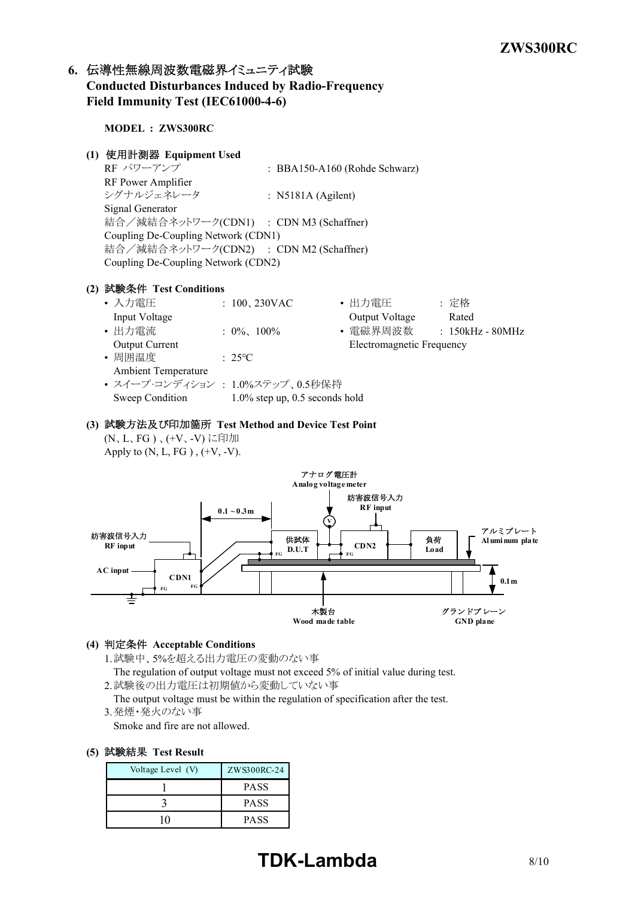## 6. 伝導性無線周波数電磁界イミュニティ試験 Conducted Disturbances Induced by Radio-Frequency Field Immunity Test (IEC61000-4-6)

**MODEL : ZWS300RC**

### (1) 使用計測器 Equipment Used

| | |
|---|---|
| RF パワーアンプ RF Power Amplifier | : BBA150-A160 (Rohde Schwarz) |
| シグナルジェネレータ Signal Generator | : N5181A (Agilent) |
| 結合／減結合ネットワーク(CDN1) Coupling De-Coupling Network (CDN1) | : CDN M3 (Schaffner) |
| 結合／減結合ネットワーク(CDN2) Coupling De-Coupling Network (CDN2) | : CDN M2 (Schaffner) |

### (2) 試験条件 Test Conditions

- 入力電圧 Input Voltage : 100、230VAC
- 出力電圧 Output Voltage : 定格 Rated
- 出力電流 Output Current : 0%、100%
- 電磁界周波数 Electromagnetic Frequency : 150kHz - 80MHz
- 周囲温度 Ambient Temperature : 25℃
- スイープ·コンディション Sweep Condition : 1.0%ステップ、0.5秒保持 1.0% step up, 0.5 seconds hold

### (3) 試験方法及び印加箇所 Test Method and Device Test Point

(N、L、FG ) 、(+V、-V) に印加
Apply to (N, L, FG ) , (+V, -V).

アナログ電圧計 Analog voltagemeter
妨害波信号入力 RF input
0.1～0.3m
アルミプレート Aluminum plate
供試体 D.U.T
CDN2
負荷 Load
AC input
CDN1
0.1m
木製台 Wood made table
グランドプレーン GND plane

### (4) 判定条件 Acceptable Conditions

1. 試験中、5%を超える出力電圧の変動のない事
   The regulation of output voltage must not exceed 5% of initial value during test.
2. 試験後の出力電圧は初期値から変動していない事
   The output voltage must be within the regulation of specification after the test.
3. 発煙・発火のない事
   Smoke and fire are not allowed.

### (5) 試験結果 Test Result

| Voltage Level (V) | ZWS300RC-24 |
|---|---|
| 1 | PASS |
| 3 | PASS |
| 10 | PASS |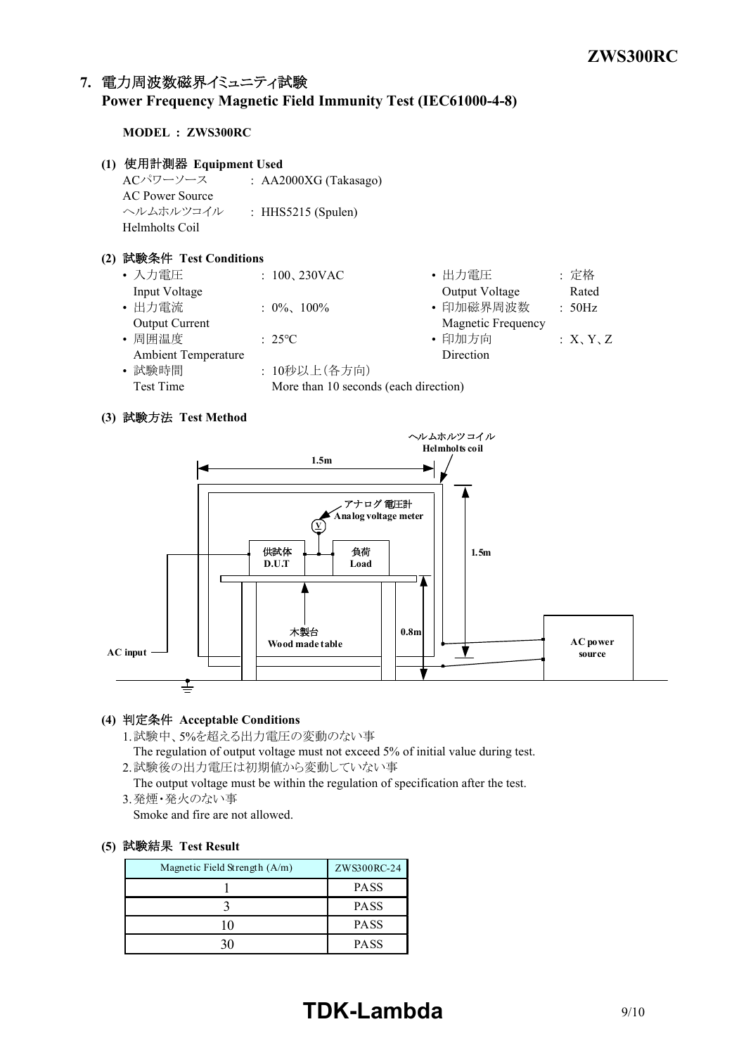## 7. 電力周波数磁界イミュニティ試験
## Power Frequency Magnetic Field Immunity Test (IEC61000-4-8)

**MODEL : ZWS300RC**

### (1) 使用計測器 Equipment Used

ACパワーソース : AA2000XG (Takasago)
AC Power Source
ヘルムホルツコイル : HHS5215 (Spulen)
Helmholts Coil

### (2) 試験条件 Test Conditions

- 入力電圧 Input Voltage : 100、230VAC
- 出力電圧 Output Voltage : 定格 Rated
- 出力電流 Output Current : 0%、100%
- 印加磁界周波数 Magnetic Frequency : 50Hz
- 周囲温度 Ambient Temperature : 25℃
- 印加方向 Direction : X、Y、Z
- 試験時間 Test Time : 10秒以上（各方向） More than 10 seconds (each direction)

### (3) 試験方法 Test Method

ヘルムホルツコイル Helmholts coil
1.5m
アナログ電圧計 Analog voltage meter
供試体 D.U.T
負荷 Load
1.5m
木製台 Wood made table
0.8m
AC input
AC power source

### (4) 判定条件 Acceptable Conditions

1. 試験中、5%を超える出力電圧の変動のない事
   The regulation of output voltage must not exceed 5% of initial value during test.
2. 試験後の出力電圧は初期値から変動していない事
   The output voltage must be within the regulation of specification after the test.
3. 発煙・発火のない事
   Smoke and fire are not allowed.

### (5) 試験結果 Test Result

| Magnetic Field Strength (A/m) | ZWS300RC-24 |
|---|---|
| 1 | PASS |
| 3 | PASS |
| 10 | PASS |
| 30 | PASS |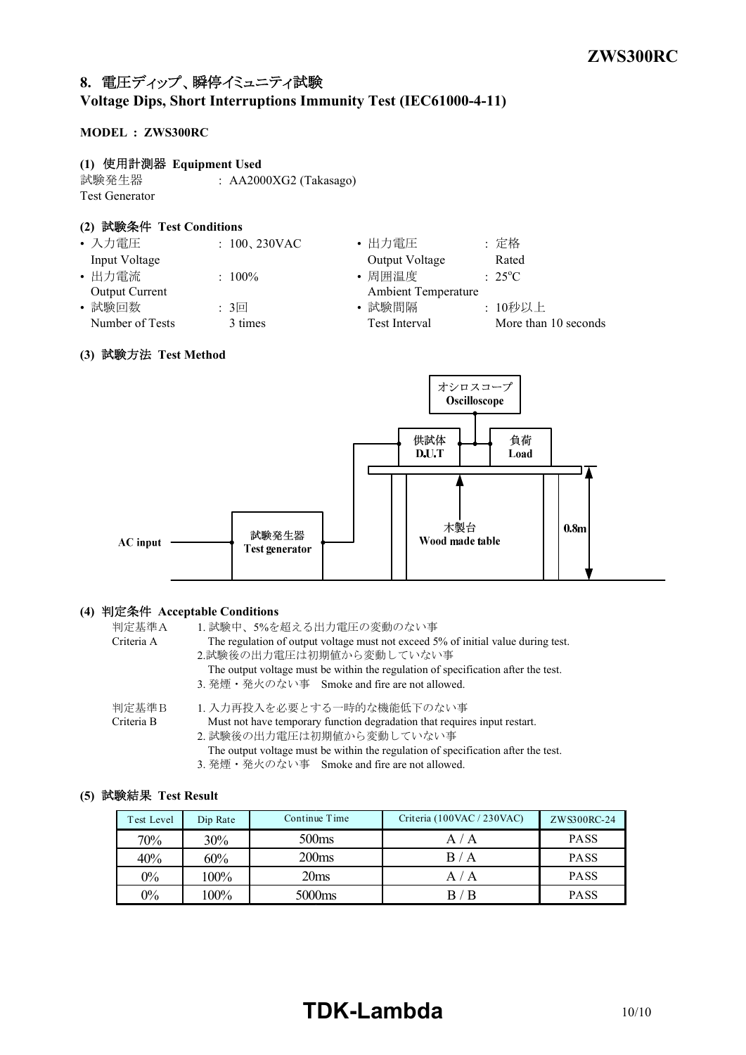## 8. 電圧ディップ、瞬停イミュニティ試験
## Voltage Dips, Short Interruptions Immunity Test (IEC61000-4-11)

**MODEL : ZWS300RC**

**(1) 使用計測器 Equipment Used**

試験発生器 Test Generator : AA2000XG2 (Takasago)

**(2) 試験条件 Test Conditions**

- 入力電圧 Input Voltage : 100、230VAC
- 出力電圧 Output Voltage : 定格 Rated
- 出力電流 Output Current : 100%
- 周囲温度 Ambient Temperature : 25°C
- 試験回数 Number of Tests : 3回 3 times
- 試験間隔 Test Interval : 10秒以上 More than 10 seconds

**(3) 試験方法 Test Method**

オシロスコープ Oscilloscope

供試体 D.U.T

負荷 Load

AC input

試験発生器 Test generator

木製台 Wood made table

0.8m

**(4) 判定条件 Acceptable Conditions**

判定基準A Criteria A

1. 試験中、5%を超える出力電圧の変動のない事
   The regulation of output voltage must not exceed 5% of initial value during test.
2. 試験後の出力電圧は初期値から変動していない事
   The output voltage must be within the regulation of specification after the test.
3. 発煙・発火のない事 Smoke and fire are not allowed.

判定基準B Criteria B

1. 入力再投入を必要とする一時的な機能低下のない事
   Must not have temporary function degradation that requires input restart.
2. 試験後の出力電圧は初期値から変動していない事
   The output voltage must be within the regulation of specification after the test.
3. 発煙・発火のない事 Smoke and fire are not allowed.

**(5) 試験結果 Test Result**

| Test Level | Dip Rate | Continue Time | Criteria (100VAC / 230VAC) | ZWS300RC-24 |
|---|---|---|---|---|
| 70% | 30% | 500ms | A / A | PASS |
| 40% | 60% | 200ms | B / A | PASS |
| 0% | 100% | 20ms | A / A | PASS |
| 0% | 100% | 5000ms | B / B | PASS |